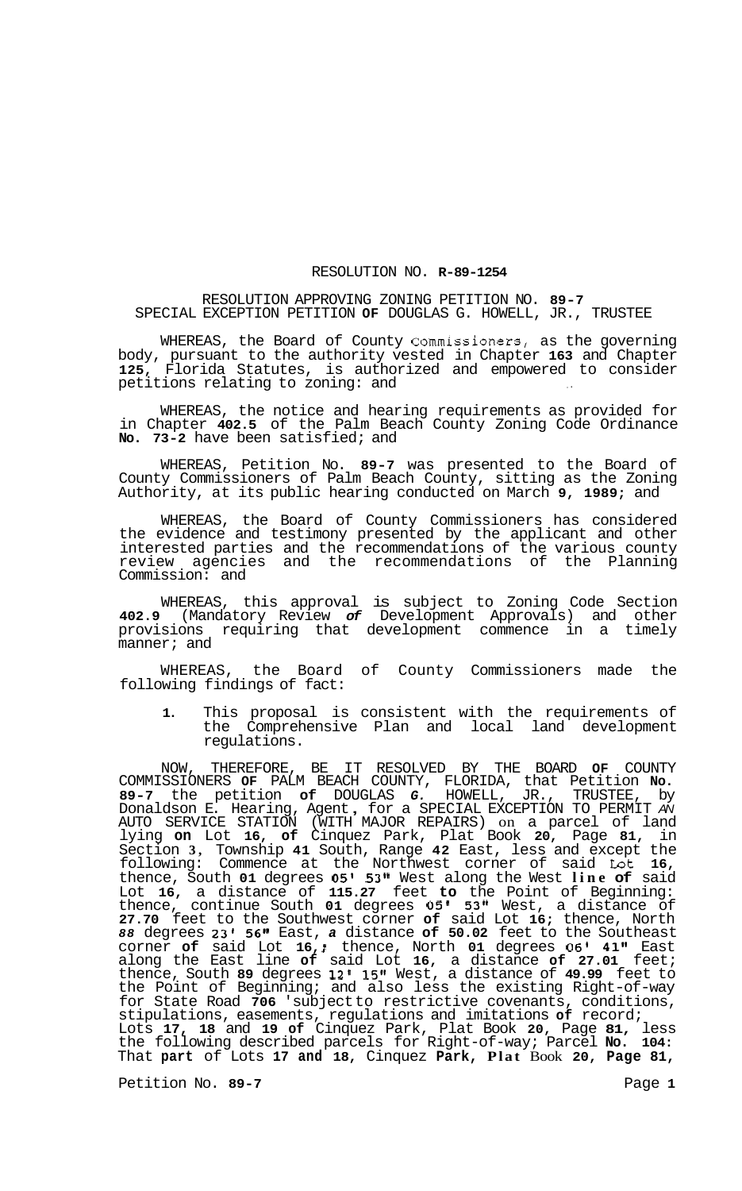RESOLUTION NO. **R-89-1254**

RESOLUTION APPROVING ZONING PETITION NO. **89-7**
SPECIAL EXCEPTION PETITION **OF** DOUGLAS G. HOWELL, JR., TRUSTEE

WHEREAS, the Board of County Commissioners, as the governing body, pursuant to the authority vested in Chapter **163** and Chapter **125**, Florida Statutes, is authorized and empowered to consider petitions relating to zoning: and

WHEREAS, the notice and hearing requirements as provided for in Chapter **402.5** of the Palm Beach County Zoning Code Ordinance **No. 73-2** have been satisfied; and

WHEREAS, Petition No. **89-7** was presented to the Board of County Commissioners of Palm Beach County, sitting as the Zoning Authority, at its public hearing conducted on March **9, 1989;** and

WHEREAS, the Board of County Commissioners has considered the evidence and testimony presented by the applicant and other interested parties and the recommendations of the various county review agencies and the recommendations of the Planning Commission: and

WHEREAS, this approval is subject to Zoning Code Section **402.9** (Mandatory Review *of* Development Approvals) and other provisions requiring that development commence in a timely manner; and

WHEREAS, the Board of County Commissioners made the following findings of fact:

1. This proposal is consistent with the requirements of the Comprehensive Plan and local land development regulations.

NOW, THEREFORE, BE IT RESOLVED BY THE BOARD **OF** COUNTY COMMISSIONERS **OF** PALM BEACH COUNTY, FLORIDA, that Petition **No. 89-7** the petition **of** DOUGLAS *G.* HOWELL, JR., TRUSTEE, by Donaldson E. Hearing, Agent, for a SPECIAL EXCEPTION TO PERMIT AN AUTO SERVICE STATION (WITH MAJOR REPAIRS) on a parcel of land lying **on** Lot **16**, **of** Cinquez Park, Plat Book **20**, Page **81**, in Section **3**, Township **41** South, Range **42** East, less and except the following: Commence at the Northwest corner of said Lot **16**, thence, South **01** degrees **05' 53"** West along the West **line of** said Lot **16**, a distance of **115.27** feet **to** the Point of Beginning: thence, continue South **01** degrees **05' 53"** West, a distance of **27.70** feet to the Southwest corner **of** said Lot **16**; thence, North *88* degrees **23' 56"** East, *a* distance **of 50.02** feet to the Southeast corner **of** said Lot **16,;** thence, North **01** degrees **06' 41"** East along the East line **of** said Lot **16**, a distance **of 27.01** feet; thence, South **89** degrees **12' 15"** West, a distance of **49.99** feet to the Point of Beginning; and also less the existing Right-of-way for State Road **706** 'subject to restrictive covenants, conditions, stipulations, easements, regulations and imitations **of** record; Lots **17, 18** and **19 of** Cinquez Park, Plat Book **20**, Page **81,** less the following described parcels for Right-of-way; Parcel **No. 104:** That **part** of Lots **17 and 18**, Cinquez **Park, Plat** Book **20, Page 81,**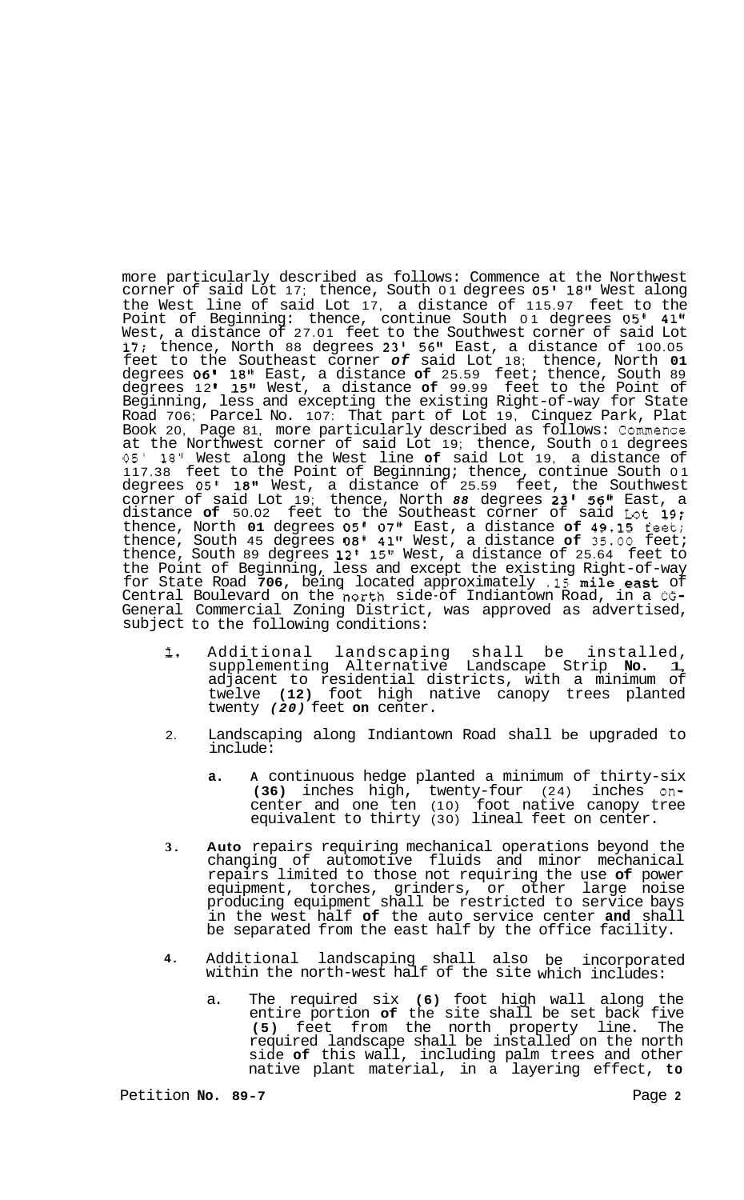more particularly described as follows: Commence at the Northwest corner of said Lot 17; thence, South 01 degrees 05' 18" West along the West line of said Lot 17, a distance of 115.97 feet to the Point of Beginning: thence, continue South 01 degrees 05' 41" West, a distance of 27.01 feet to the Southwest corner of said Lot 17; thence, North 88 degrees 23' 56" East, a distance of 100.05 feet to the Southeast corner of said Lot 18; thence, North 01 degrees 06' 18" East, a distance of 25.59 feet; thence, South 89 degrees 12' 15" West, a distance of 99.99 feet to the Point of Beginning, less and excepting the existing Right-of-way for State Road 706; Parcel No. 107: That part of Lot 19, Cinquez Park, Plat Book 20, Page 81, more particularly described as follows: Commence at the Northwest corner of said Lot 19; thence, South 01 degrees 05' 18" West along the West line of said Lot 19, a distance of 117.38 feet to the Point of Beginning; thence, continue South 01 degrees 05' 18" West, a distance of 25.59 feet, the Southwest corner of said Lot 19; thence, North 88 degrees 23' 56" East, a distance of 50.02 feet to the Southeast corner of said Lot 19; thence, North 01 degrees 05' 07" East, a distance of 49.15 feet; thence, South 45 degrees 08' 41" West, a distance of 35.00 feet; thence, South 89 degrees 12' 15" West, a distance of 25.64 feet to the Point of Beginning, less and except the existing Right-of-way for State Road 706, being located approximately .15 mile east of Central Boulevard on the north side of Indiantown Road, in a CG-General Commercial Zoning District, was approved as advertised, subject to the following conditions:

1. Additional landscaping shall be installed, supplementing Alternative Landscape Strip No. 1, adjacent to residential districts, with a minimum of twelve (12) foot high native canopy trees planted twenty (20) feet on center.

2. Landscaping along Indiantown Road shall be upgraded to include:

   a. A continuous hedge planted a minimum of thirty-six (36) inches high, twenty-four (24) inches on-center and one ten (10) foot native canopy tree equivalent to thirty (30) lineal feet on center.

3. Auto repairs requiring mechanical operations beyond the changing of automotive fluids and minor mechanical repairs limited to those not requiring the use of power equipment, torches, grinders, or other large noise producing equipment shall be restricted to service bays in the west half of the auto service center and shall be separated from the east half by the office facility.

4. Additional landscaping shall also be incorporated within the north-west half of the site which includes:

   a. The required six (6) foot high wall along the entire portion of the site shall be set back five (5) feet from the north property line. The required landscape shall be installed on the north side of this wall, including palm trees and other native plant material, in a layering effect, to

Petition No. 89-7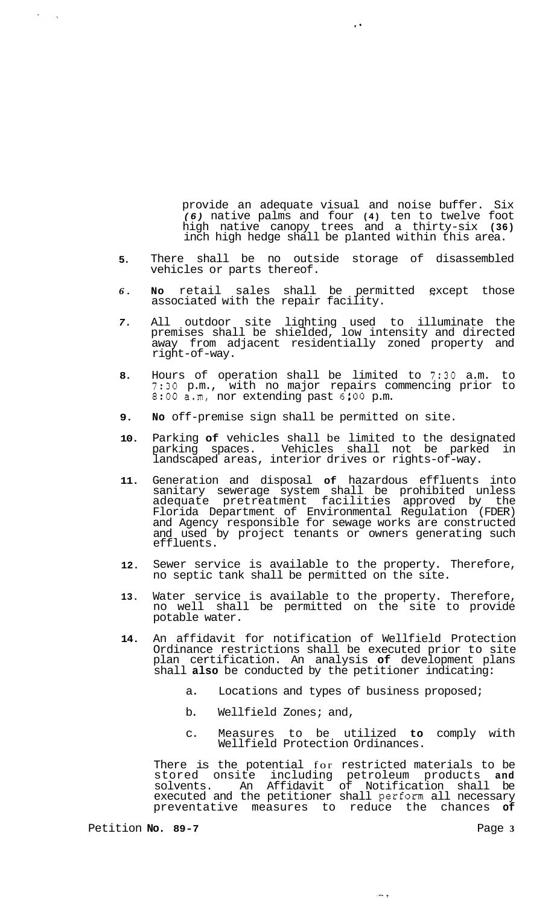provide an adequate visual and noise buffer. Six *(6)* native palms and four (4) ten to twelve foot high native canopy trees and a thirty-six (36) inch high hedge shall be planted within this area.

5. There shall be no outside storage of disassembled vehicles or parts thereof.

6. No retail sales shall be permitted except those associated with the repair facility.

7. All outdoor site lighting used to illuminate the premises shall be shielded, low intensity and directed away from adjacent residentially zoned property and right-of-way.

8. Hours of operation shall be limited to 7:30 a.m. to 7:30 p.m., with no major repairs commencing prior to 8:00 a.m, nor extending past 6:00 p.m.

9. No off-premise sign shall be permitted on site.

10. Parking of vehicles shall be limited to the designated parking spaces. Vehicles shall not be parked in landscaped areas, interior drives or rights-of-way.

11. Generation and disposal of hazardous effluents into sanitary sewerage system shall be prohibited unless adequate pretreatment facilities approved by the Florida Department of Environmental Regulation (FDER) and Agency responsible for sewage works are constructed and used by project tenants or owners generating such effluents.

12. Sewer service is available to the property. Therefore, no septic tank shall be permitted on the site.

13. Water service is available to the property. Therefore, no well shall be permitted on the site to provide potable water.

14. An affidavit for notification of Wellfield Protection Ordinance restrictions shall be executed prior to site plan certification. An analysis of development plans shall also be conducted by the petitioner indicating:

    a. Locations and types of business proposed;

    b. Wellfield Zones; and,

    c. Measures to be utilized to comply with Wellfield Protection Ordinances.

    There is the potential for restricted materials to be stored onsite including petroleum products and solvents. An Affidavit of Notification shall be executed and the petitioner shall perform all necessary preventative measures to reduce the chances of

Petition No. 89-7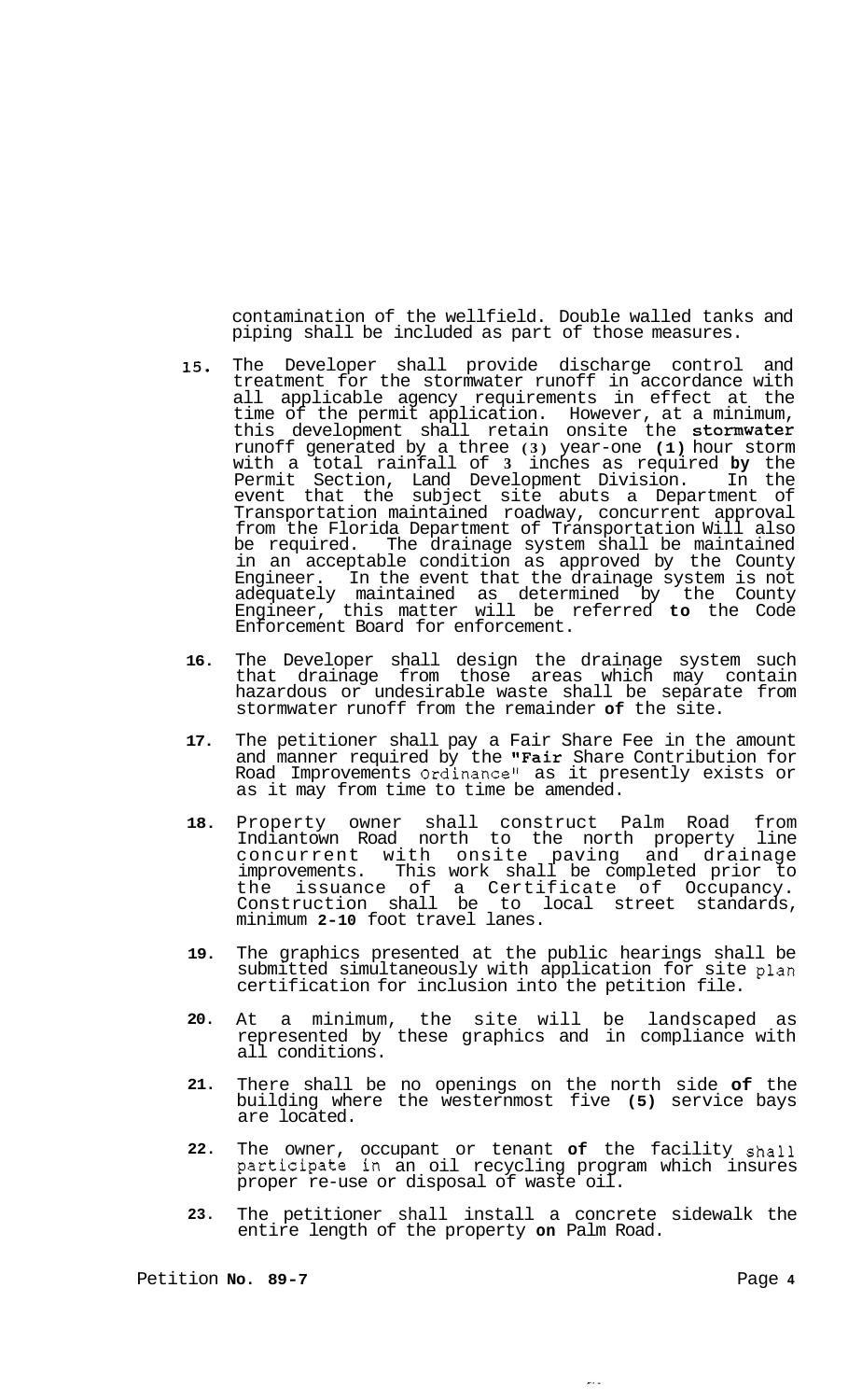contamination of the wellfield. Double walled tanks and piping shall be included as part of those measures.

15. The Developer shall provide discharge control and treatment for the stormwater runoff in accordance with all applicable agency requirements in effect at the time of the permit application. However, at a minimum, this development shall retain onsite the stormwater runoff generated by a three (3) year-one (1) hour storm with a total rainfall of 3 inches as required by the Permit Section, Land Development Division. In the event that the subject site abuts a Department of Transportation maintained roadway, concurrent approval from the Florida Department of Transportation Will also be required. The drainage system shall be maintained in an acceptable condition as approved by the County Engineer. In the event that the drainage system is not adequately maintained as determined by the County Engineer, this matter will be referred to the Code Enforcement Board for enforcement.

16. The Developer shall design the drainage system such that drainage from those areas which may contain hazardous or undesirable waste shall be separate from stormwater runoff from the remainder of the site.

17. The petitioner shall pay a Fair Share Fee in the amount and manner required by the "Fair Share Contribution for Road Improvements Ordinance" as it presently exists or as it may from time to time be amended.

18. Property owner shall construct Palm Road from Indiantown Road north to the north property line concurrent with onsite paving and drainage improvements. This work shall be completed prior to the issuance of a Certificate of Occupancy. Construction shall be to local street standards, minimum 2-10 foot travel lanes.

19. The graphics presented at the public hearings shall be submitted simultaneously with application for site plan certification for inclusion into the petition file.

20. At a minimum, the site will be landscaped as represented by these graphics and in compliance with all conditions.

21. There shall be no openings on the north side of the building where the westernmost five (5) service bays are located.

22. The owner, occupant or tenant of the facility shall participate in an oil recycling program which insures proper re-use or disposal of waste oil.

23. The petitioner shall install a concrete sidewalk the entire length of the property on Palm Road.

Petition No. 89-7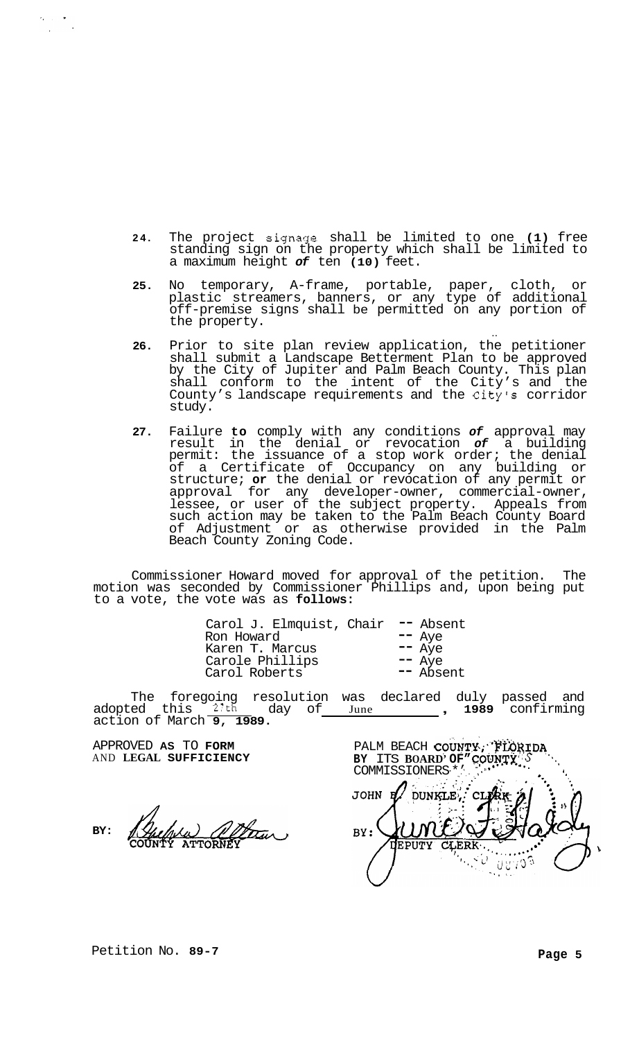24. The project signage shall be limited to one (1) free standing sign on the property which shall be limited to a maximum height of ten (10) feet.

25. No temporary, A-frame, portable, paper, cloth, or plastic streamers, banners, or any type of additional off-premise signs shall be permitted on any portion of the property.

26. Prior to site plan review application, the petitioner shall submit a Landscape Betterment Plan to be approved by the City of Jupiter and Palm Beach County. This plan shall conform to the intent of the City's and the County's landscape requirements and the city's corridor study.

27. Failure to comply with any conditions of approval may result in the denial or revocation of a building permit: the issuance of a stop work order; the denial of a Certificate of Occupancy on any building or structure; or the denial or revocation of any permit or approval for any developer-owner, commercial-owner, lessee, or user of the subject property. Appeals from such action may be taken to the Palm Beach County Board of Adjustment or as otherwise provided in the Palm Beach County Zoning Code.

Commissioner Howard moved for approval of the petition. The motion was seconded by Commissioner Phillips and, upon being put to a vote, the vote was as follows:

| | |
|---|---|
| Carol J. Elmquist, Chair | -- Absent |
| Ron Howard | -- Aye |
| Karen T. Marcus | -- Aye |
| Carole Phillips | -- Aye |
| Carol Roberts | -- Absent |

The foregoing resolution was declared duly passed and adopted this 27th day of June, 1989 confirming action of March 9, 1989.

APPROVED AS TO FORM AND LEGAL SUFFICIENCY

BY: COUNTY ATTORNEY

PALM BEACH COUNTY, FLORIDA BY ITS BOARD OF COUNTY COMMISSIONERS

JOHN B. DUNKLE, CLERK

BY: DEPUTY CLERK

Petition No. 89-7